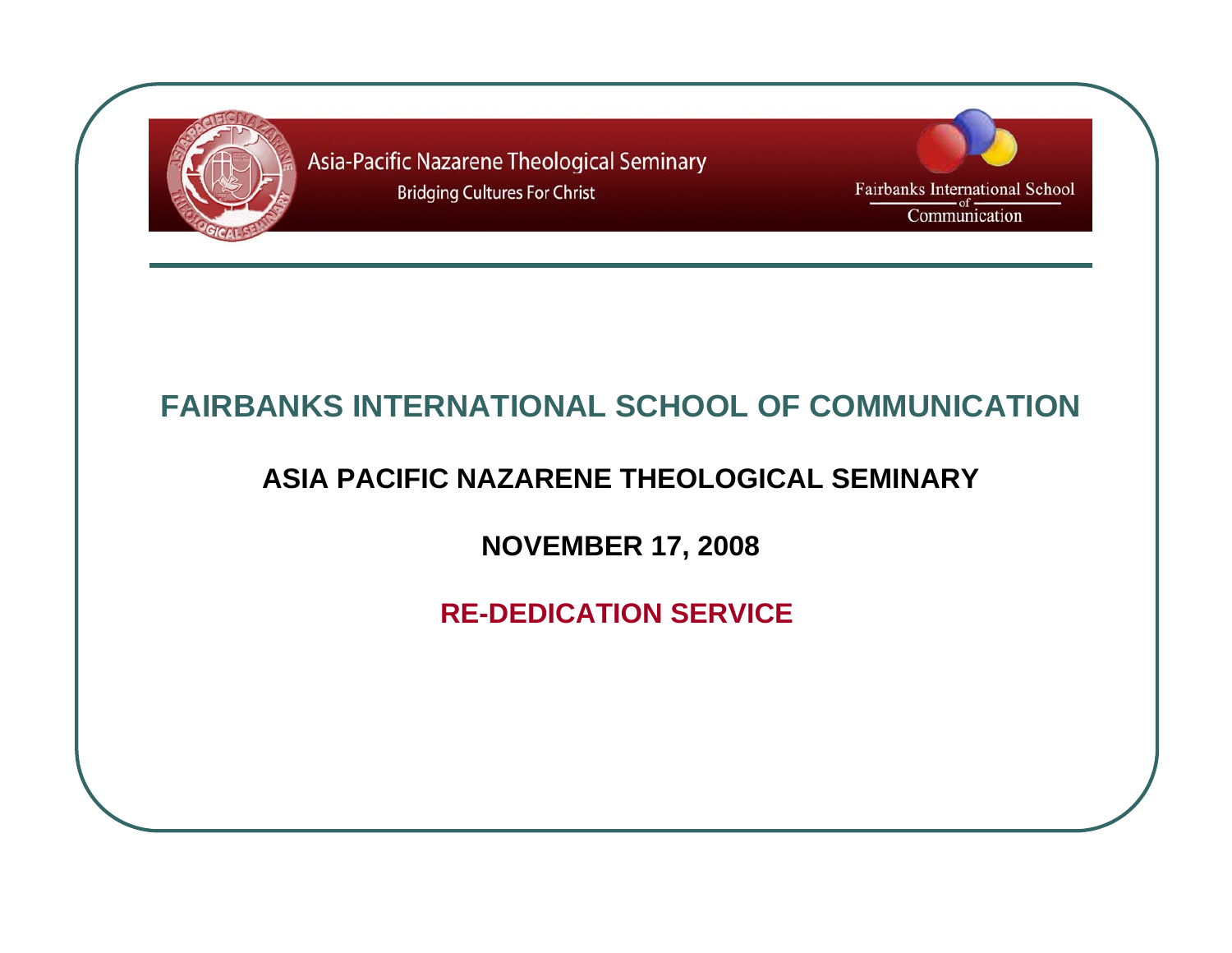Asia-Pacific Nazarene Theological Seminary

Bridging Cultures For Christ

Fairbanks International School of Communication

# FAIRBANKS INTERNATIONAL SCHOOL OF COMMUNICATION

## ASIA PACIFIC NAZARENE THEOLOGICAL SEMINARY

## NOVEMBER 17, 2008

## RE-DEDICATION SERVICE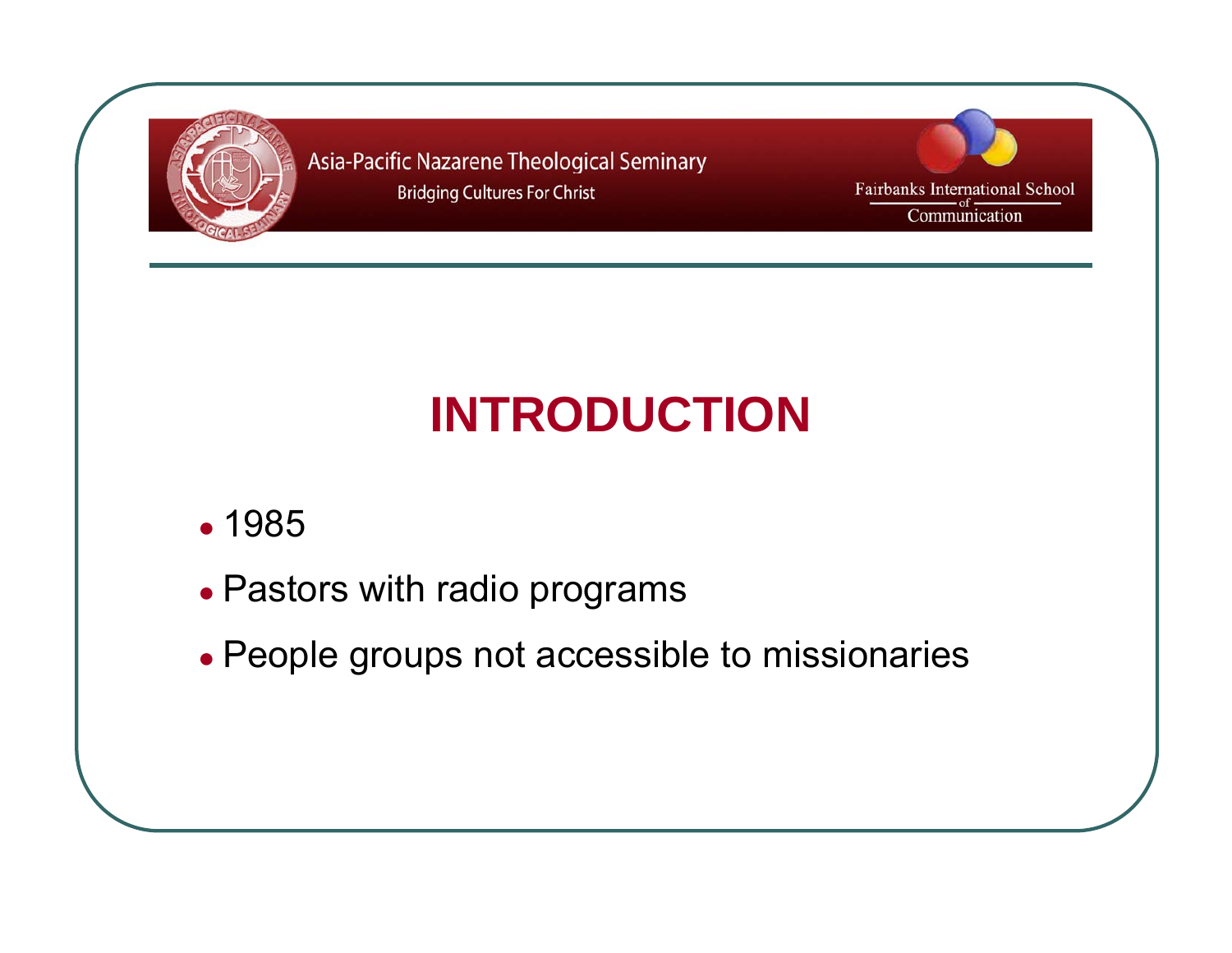Asia-Pacific Nazarene Theological Seminary

Bridging Cultures For Christ

Fairbanks International School of Communication

# INTRODUCTION

- 1985
- Pastors with radio programs
- People groups not accessible to missionaries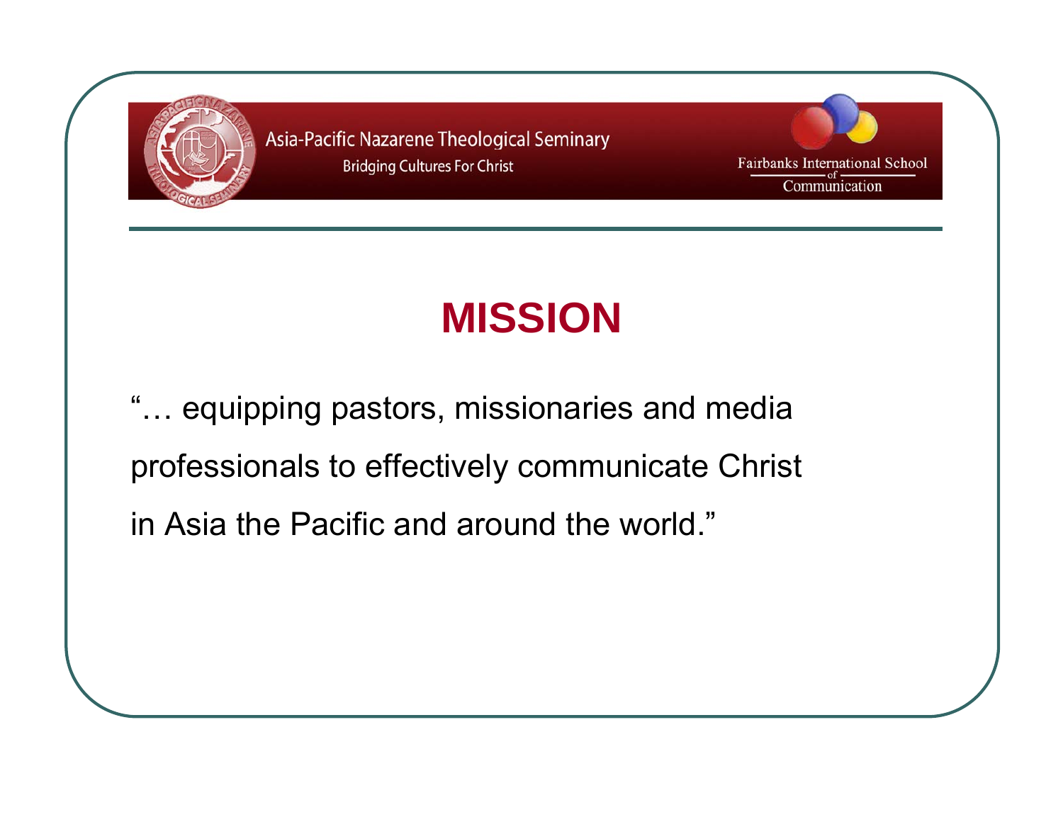Asia-Pacific Nazarene Theological Seminary

Bridging Cultures For Christ

Fairbanks International School of Communication

# MISSION

"… equipping pastors, missionaries and media professionals to effectively communicate Christ in Asia the Pacific and around the world."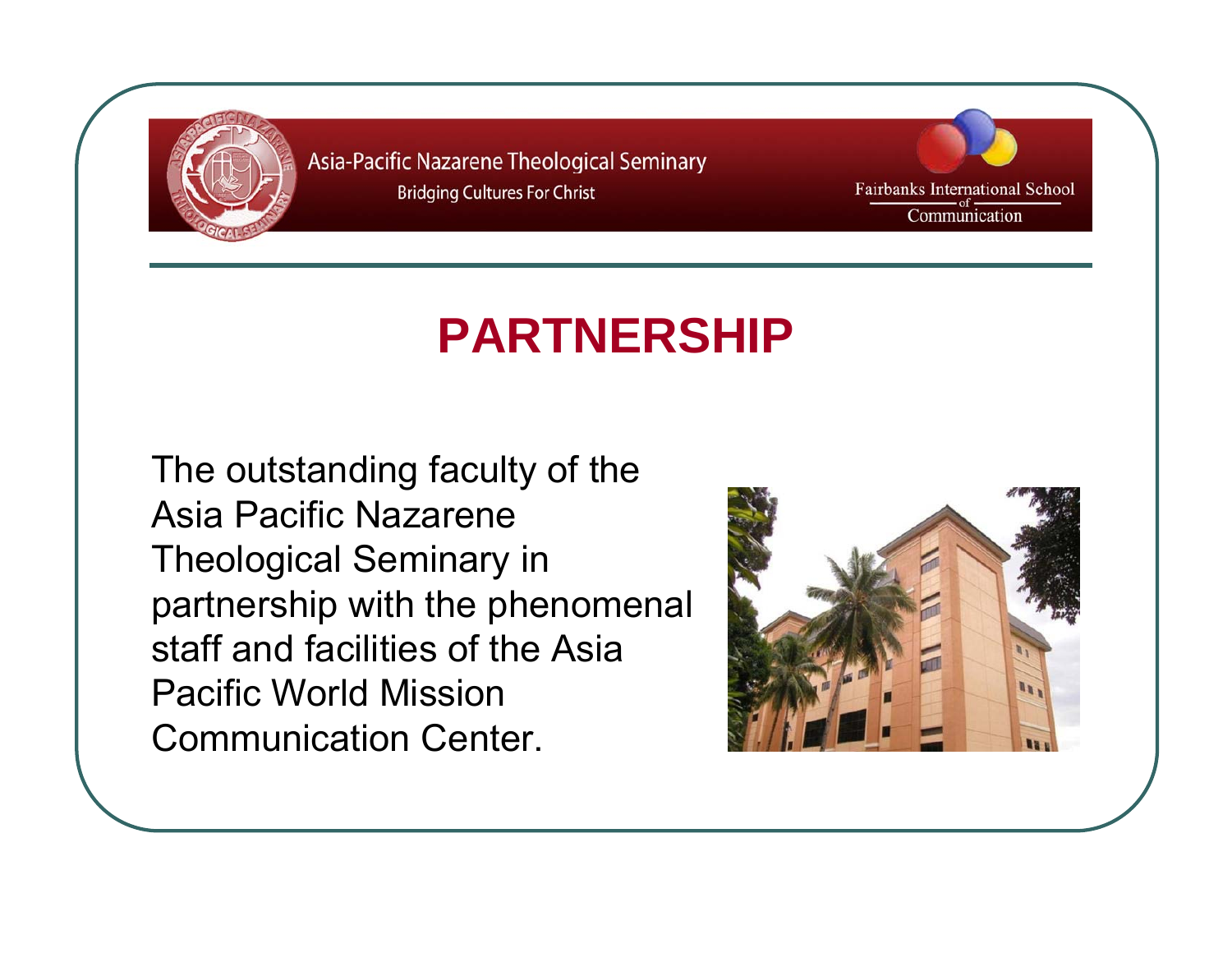Asia-Pacific Nazarene Theological Seminary

Bridging Cultures For Christ

Fairbanks International School of Communication

# PARTNERSHIP

The outstanding faculty of the Asia Pacific Nazarene Theological Seminary in partnership with the phenomenal staff and facilities of the Asia Pacific World Mission Communication Center.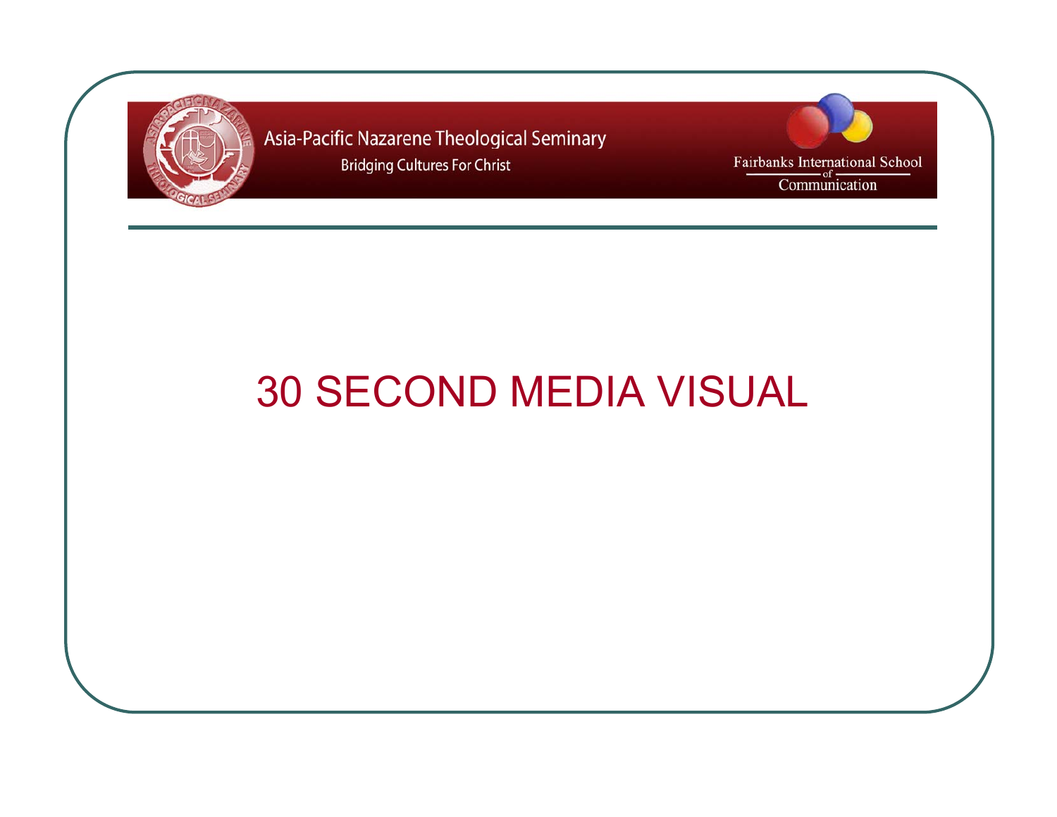Asia-Pacific Nazarene Theological Seminary

Bridging Cultures For Christ

Fairbanks International School of Communication

# 30 SECOND MEDIA VISUAL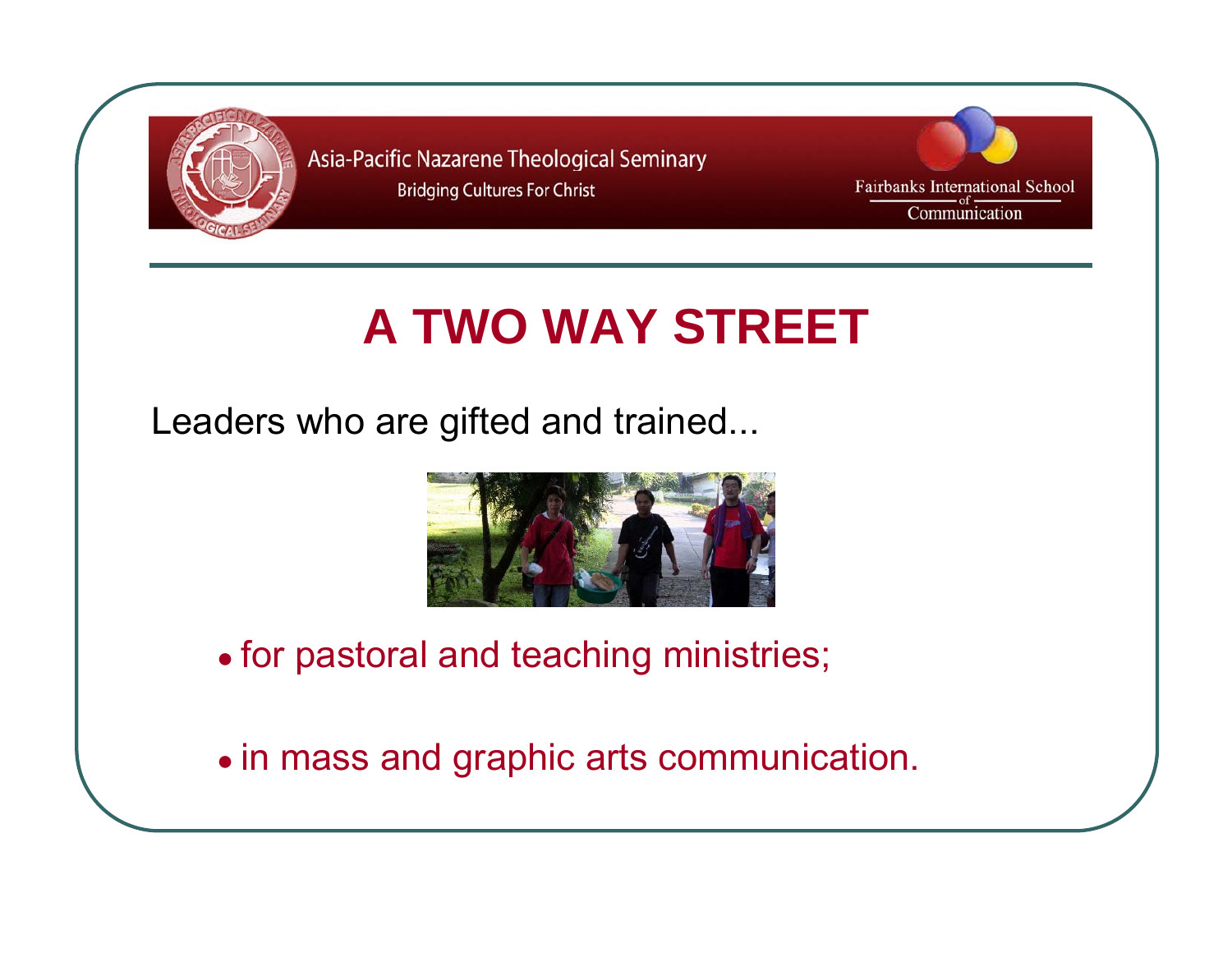Asia-Pacific Nazarene Theological Seminary
Bridging Cultures For Christ

Fairbanks International School of Communication

# A TWO WAY STREET

Leaders who are gifted and trained...

- for pastoral and teaching ministries;
- in mass and graphic arts communication.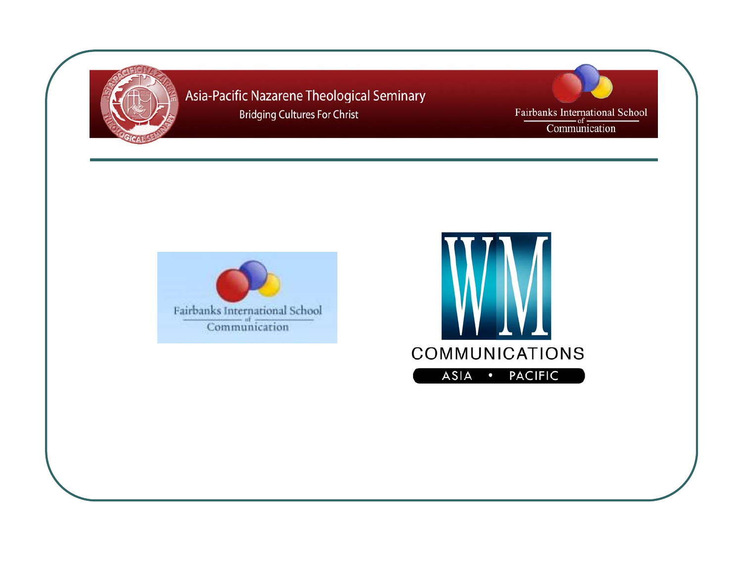Asia-Pacific Nazarene Theological Seminary

Bridging Cultures For Christ

Fairbanks International School of Communication

Fairbanks International School of Communication

WM COMMUNICATIONS

ASIA • PACIFIC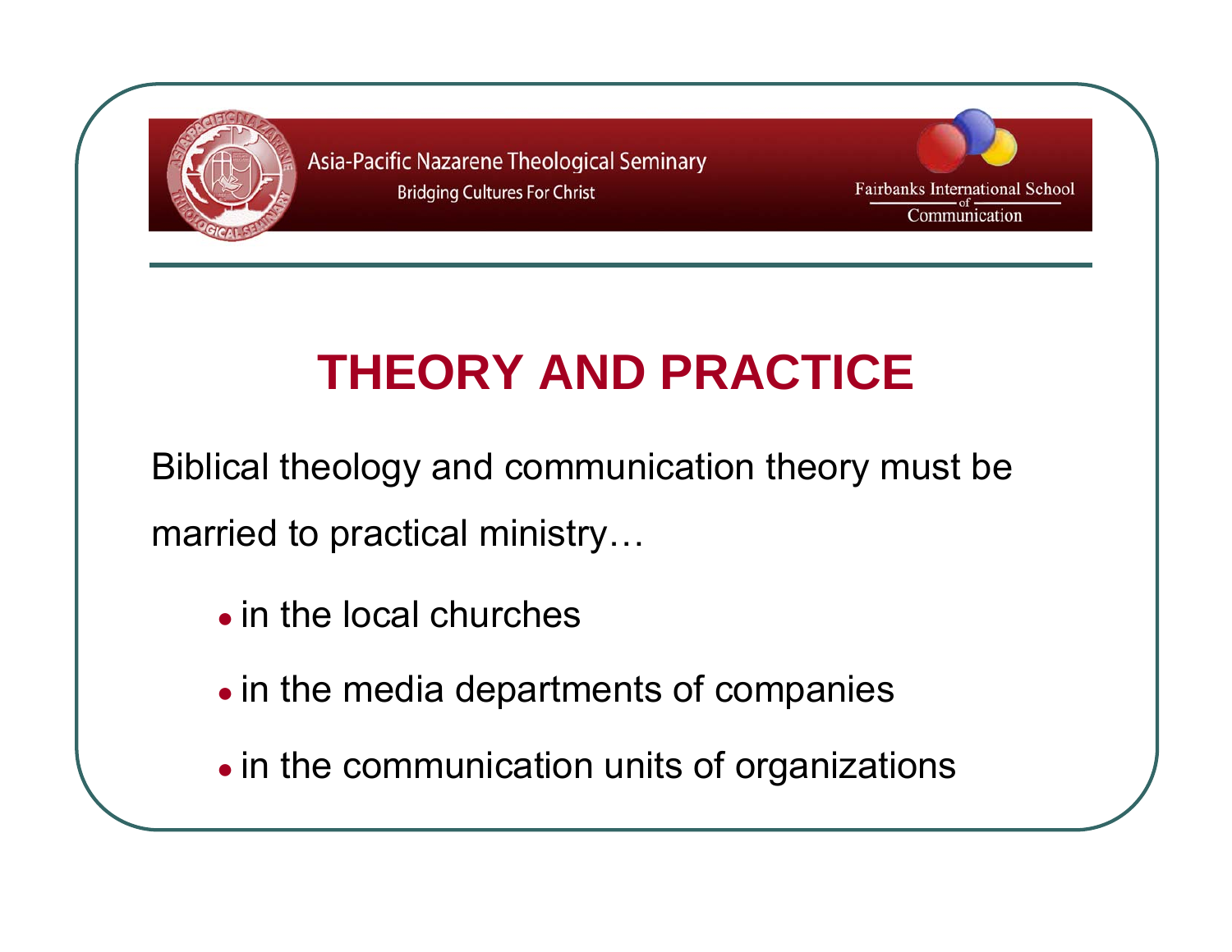Asia-Pacific Nazarene Theological Seminary
Bridging Cultures For Christ

Fairbanks International School of Communication

# THEORY AND PRACTICE

Biblical theology and communication theory must be married to practical ministry…

- in the local churches
- in the media departments of companies
- in the communication units of organizations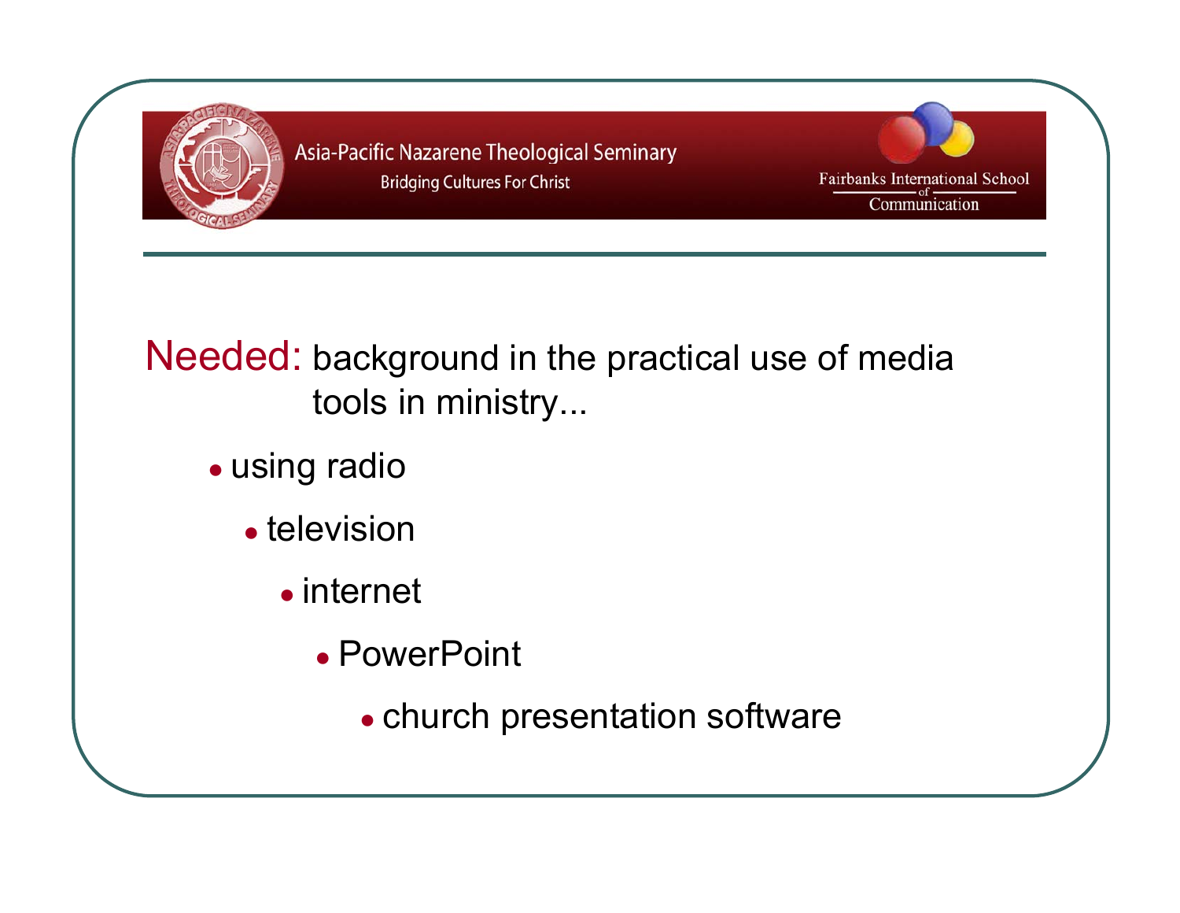Asia-Pacific Nazarene Theological Seminary
Bridging Cultures For Christ

Fairbanks International School of Communication

Needed: background in the practical use of media tools in ministry...

- using radio
  - television
    - internet
      - PowerPoint
        - church presentation software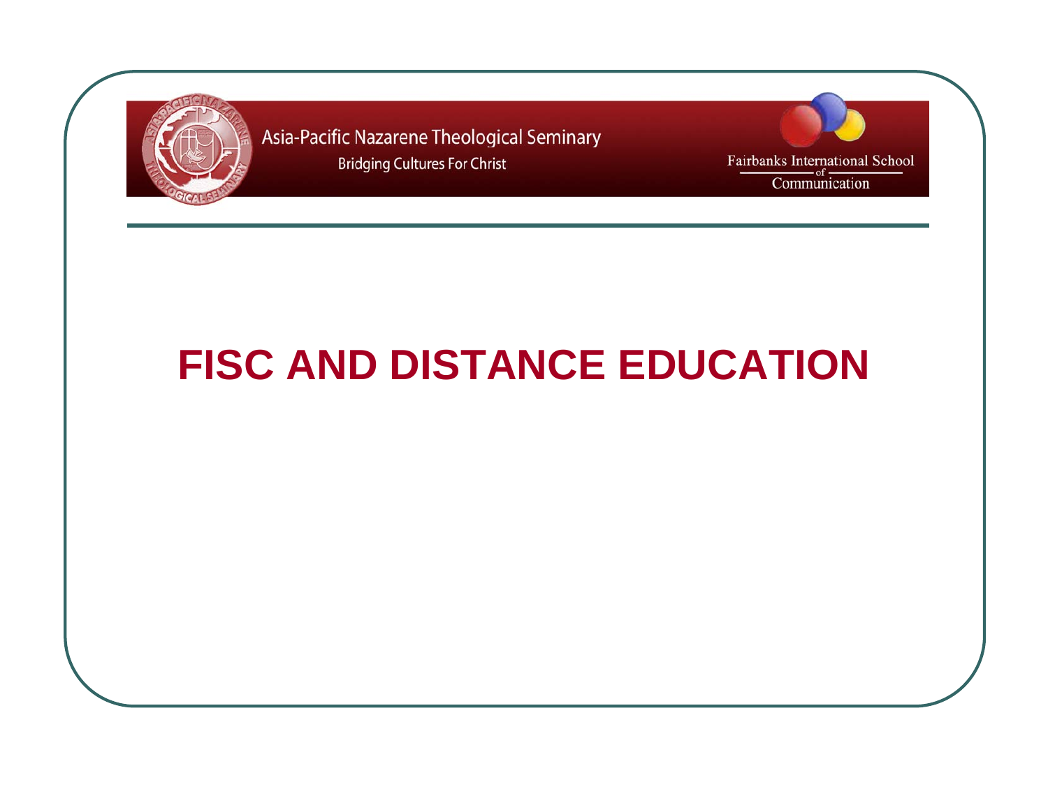Asia-Pacific Nazarene Theological Seminary

Bridging Cultures For Christ

Fairbanks International School of Communication

# FISC AND DISTANCE EDUCATION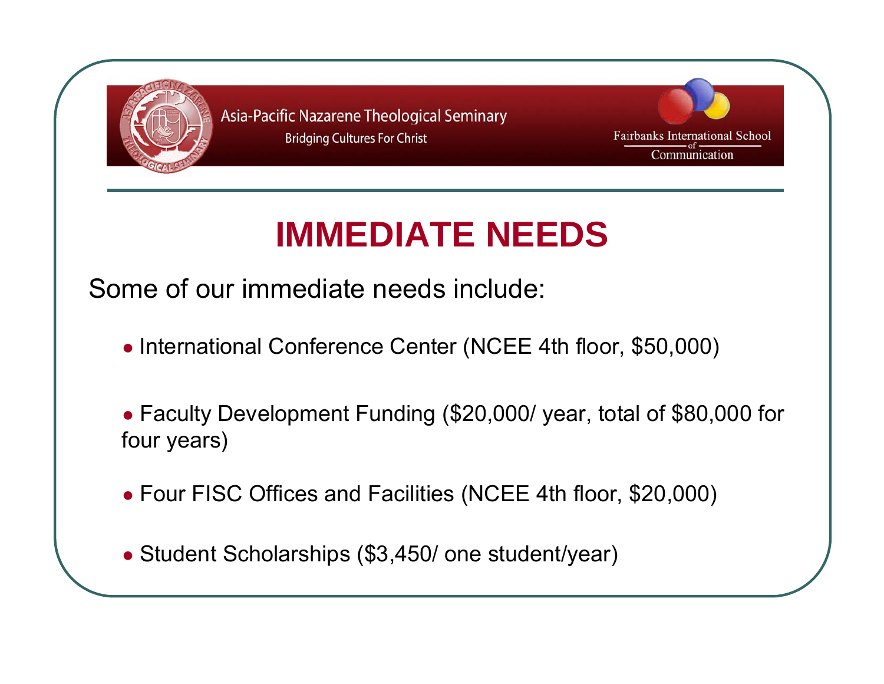Asia-Pacific Nazarene Theological Seminary

Bridging Cultures For Christ

Fairbanks International School of Communication

# IMMEDIATE NEEDS

Some of our immediate needs include:

- International Conference Center (NCEE 4th floor, $50,000)
- Faculty Development Funding ($20,000/ year, total of $80,000 for four years)
- Four FISC Offices and Facilities (NCEE 4th floor, $20,000)
- Student Scholarships ($3,450/ one student/year)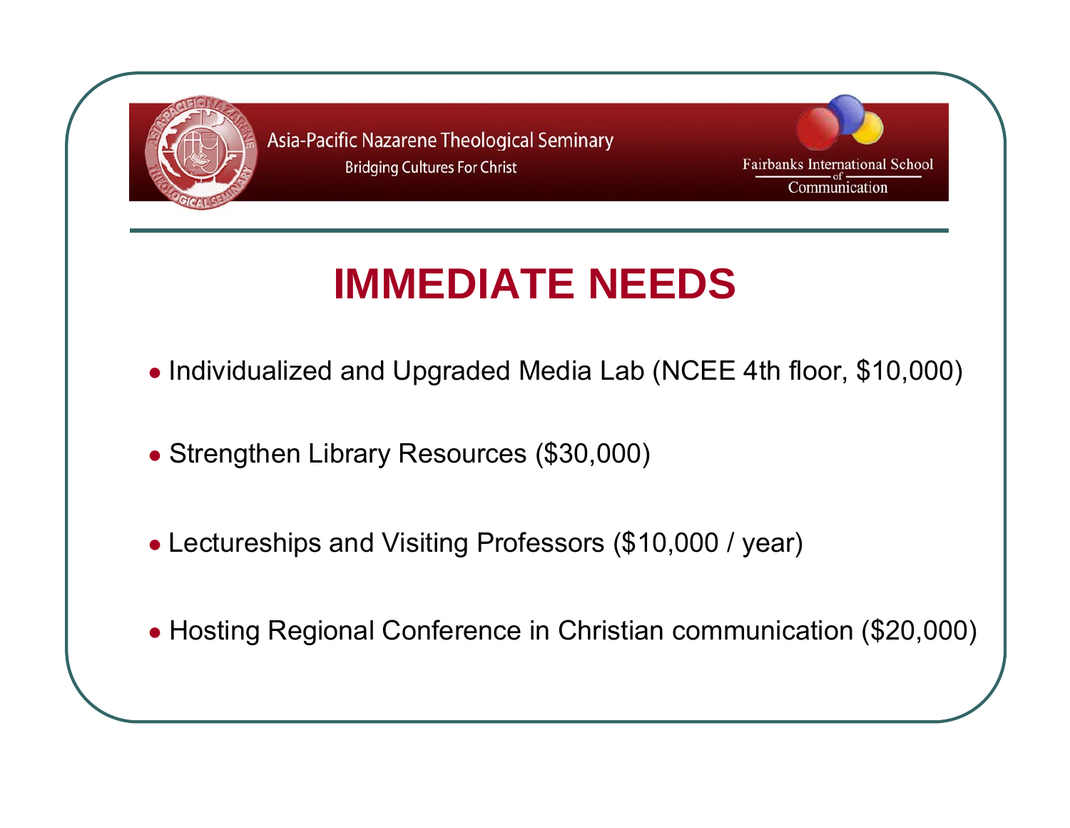Asia-Pacific Nazarene Theological Seminary
Bridging Cultures For Christ

Fairbanks International School of Communication

# IMMEDIATE NEEDS

- Individualized and Upgraded Media Lab (NCEE 4th floor, $10,000)
- Strengthen Library Resources ($30,000)
- Lectureships and Visiting Professors ($10,000 / year)
- Hosting Regional Conference in Christian communication ($20,000)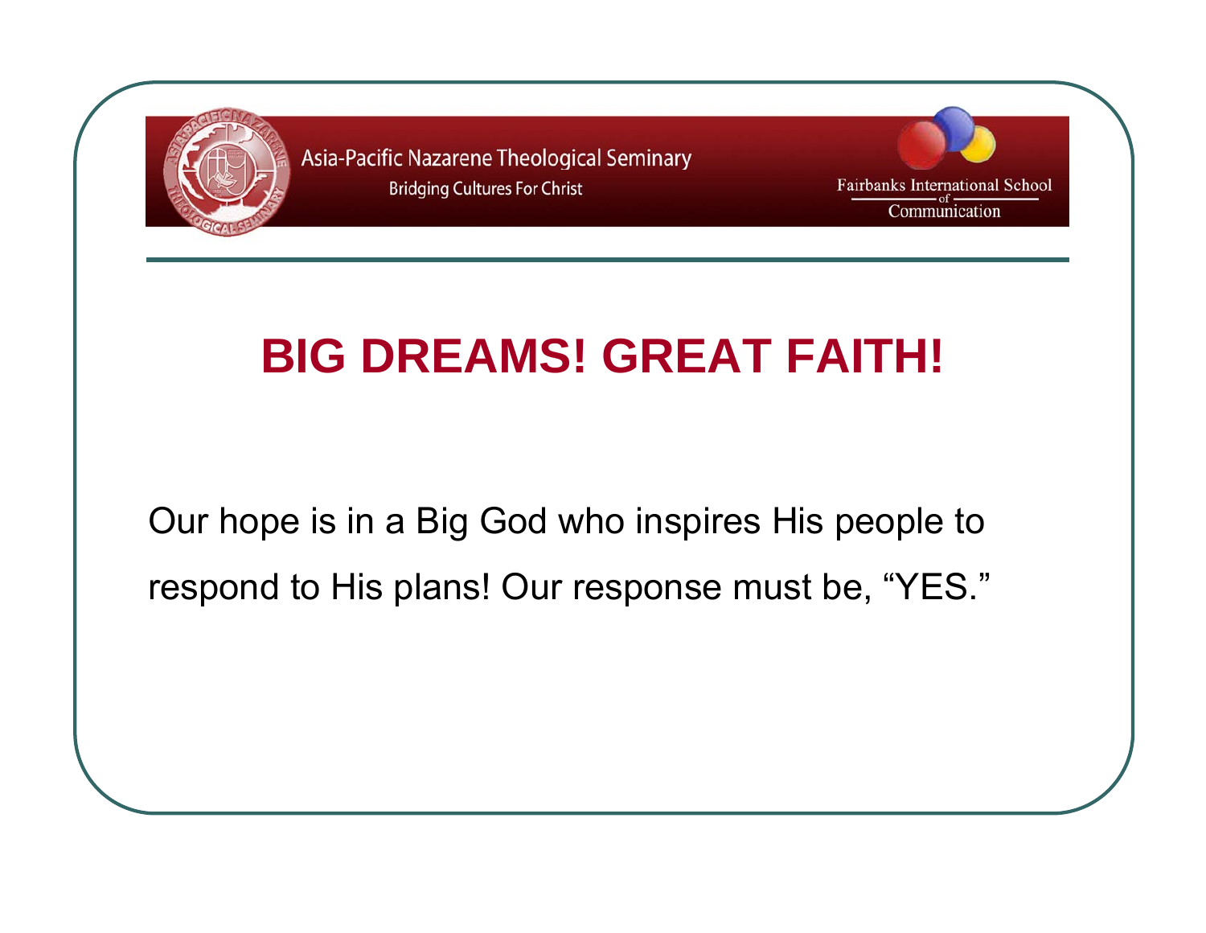# BIG DREAMS! GREAT FAITH!

Our hope is in a Big God who inspires His people to respond to His plans! Our response must be, "YES."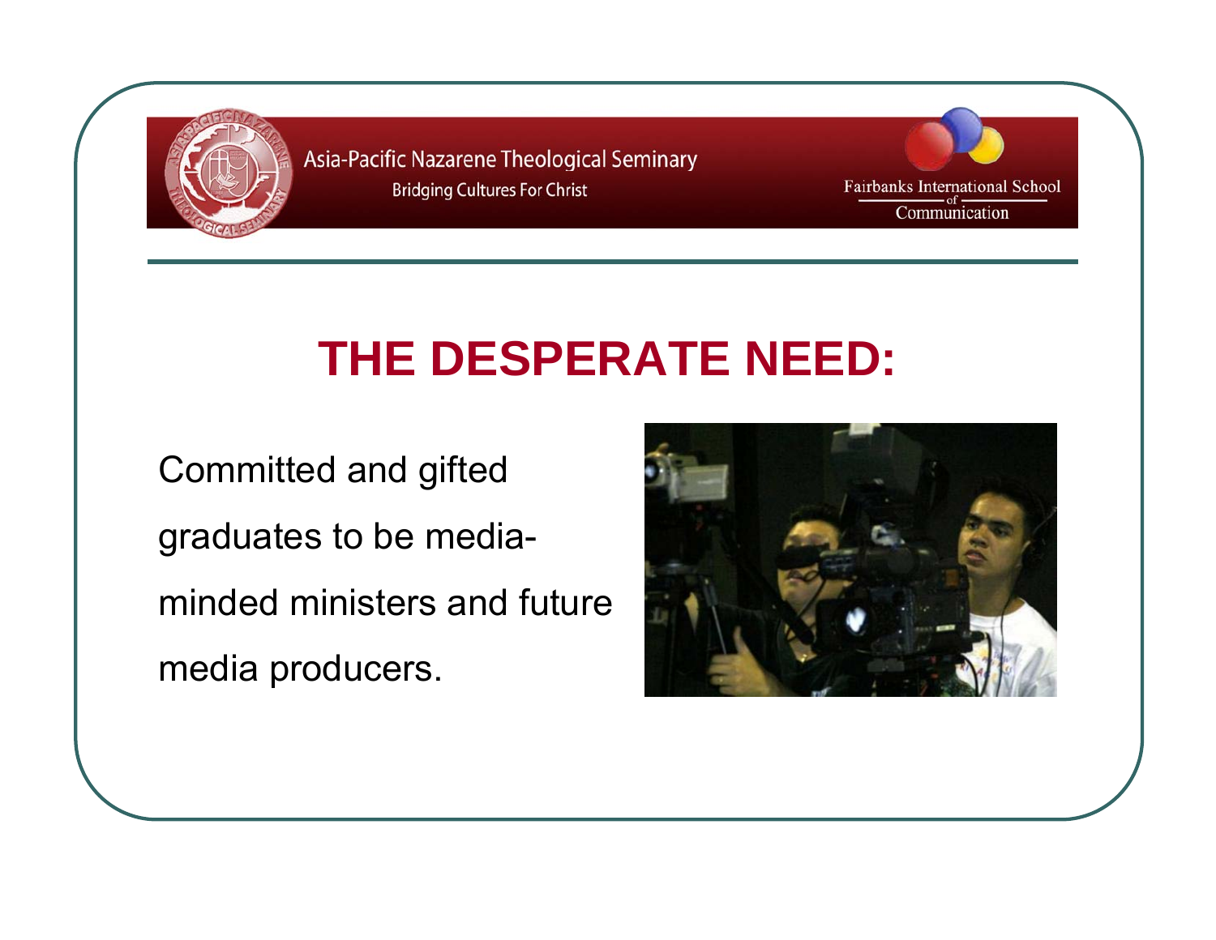Asia-Pacific Nazarene Theological Seminary

Bridging Cultures For Christ

Fairbanks International School of Communication

# THE DESPERATE NEED:

Committed and gifted graduates to be media-minded ministers and future media producers.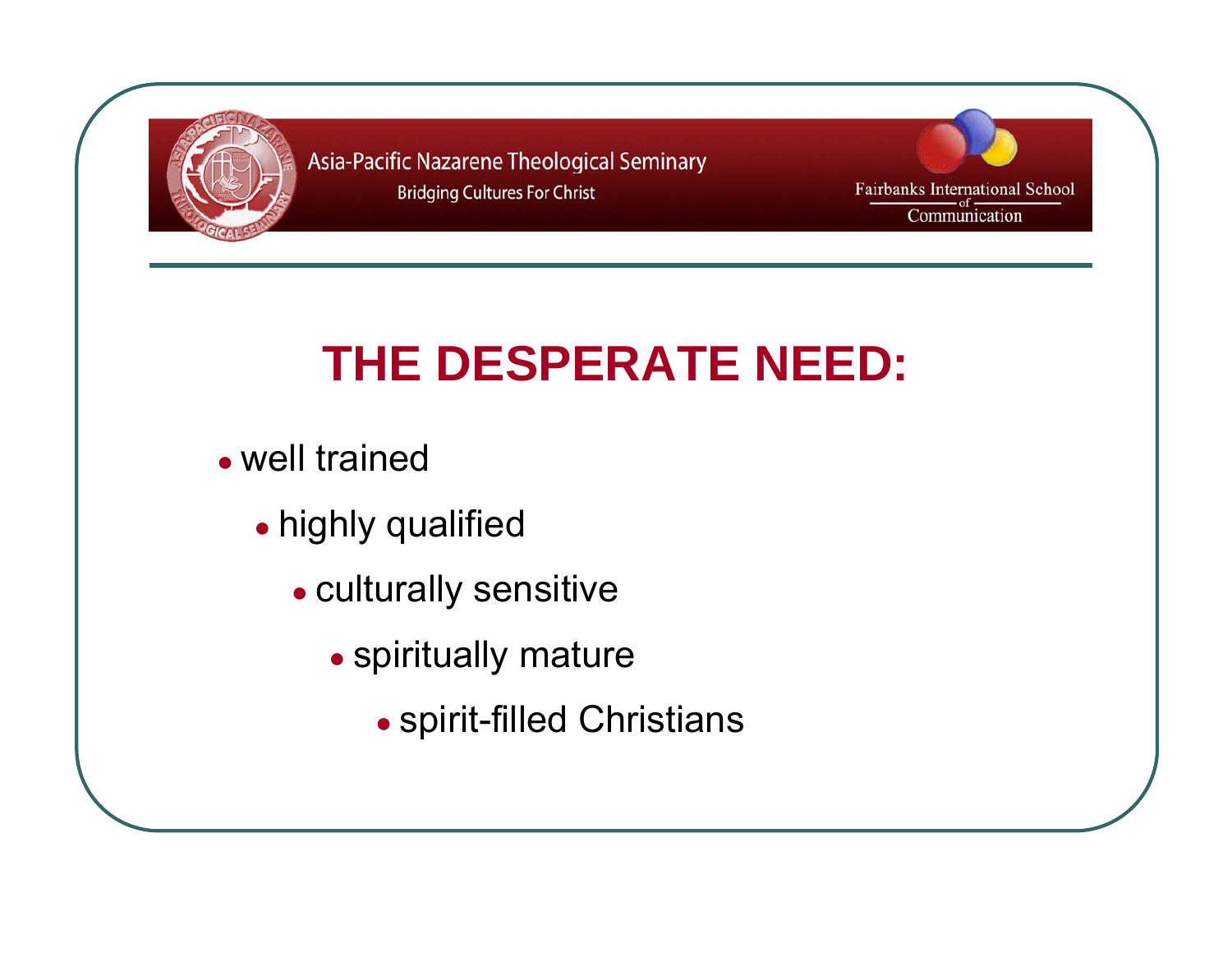# THE DESPERATE NEED:

- well trained
    - highly qualified
        - culturally sensitive
            - spiritually mature
                - spirit-filled Christians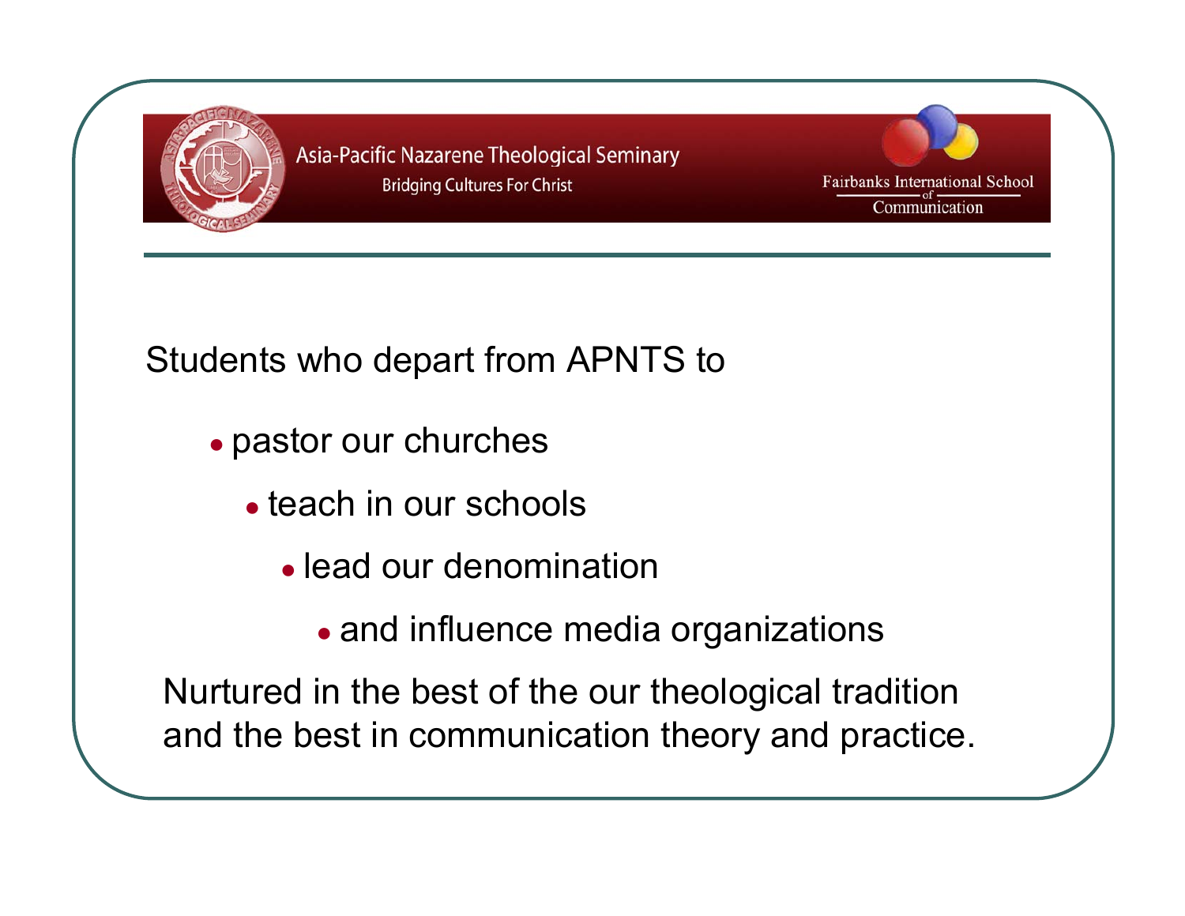Asia-Pacific Nazarene Theological Seminary
Bridging Cultures For Christ

Fairbanks International School of Communication

Students who depart from APNTS to

- pastor our churches
- teach in our schools
- lead our denomination
- and influence media organizations

Nurtured in the best of the our theological tradition and the best in communication theory and practice.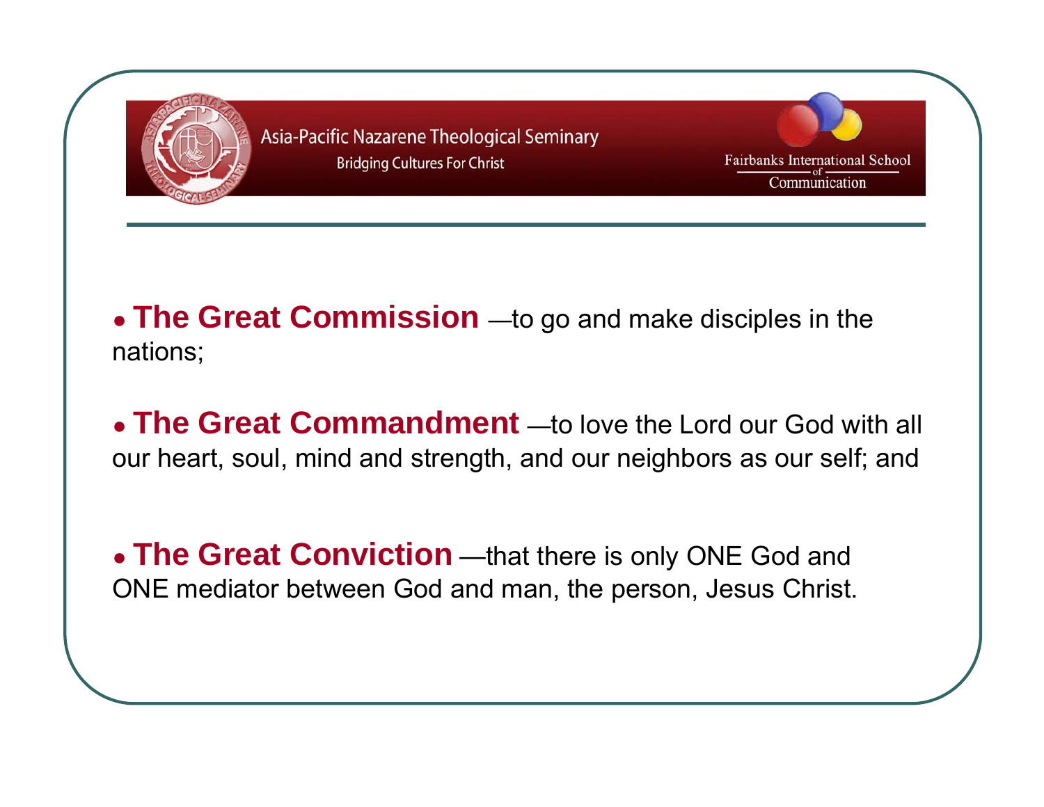- **The Great Commission** —to go and make disciples in the nations;

- **The Great Commandment** —to love the Lord our God with all our heart, soul, mind and strength, and our neighbors as our self; and

- **The Great Conviction** —that there is only ONE God and ONE mediator between God and man, the person, Jesus Christ.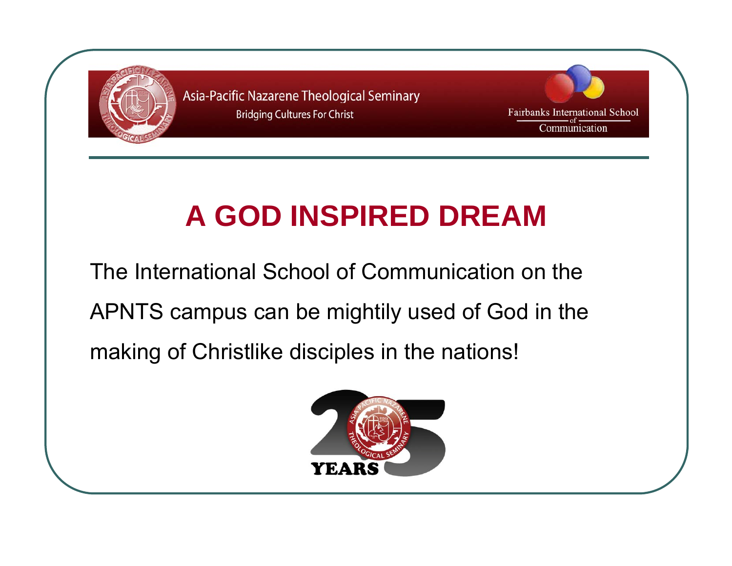Asia-Pacific Nazarene Theological Seminary

Bridging Cultures For Christ

Fairbanks International School of Communication

# A GOD INSPIRED DREAM

The International School of Communication on the APNTS campus can be mightily used of God in the making of Christlike disciples in the nations!

25 YEARS